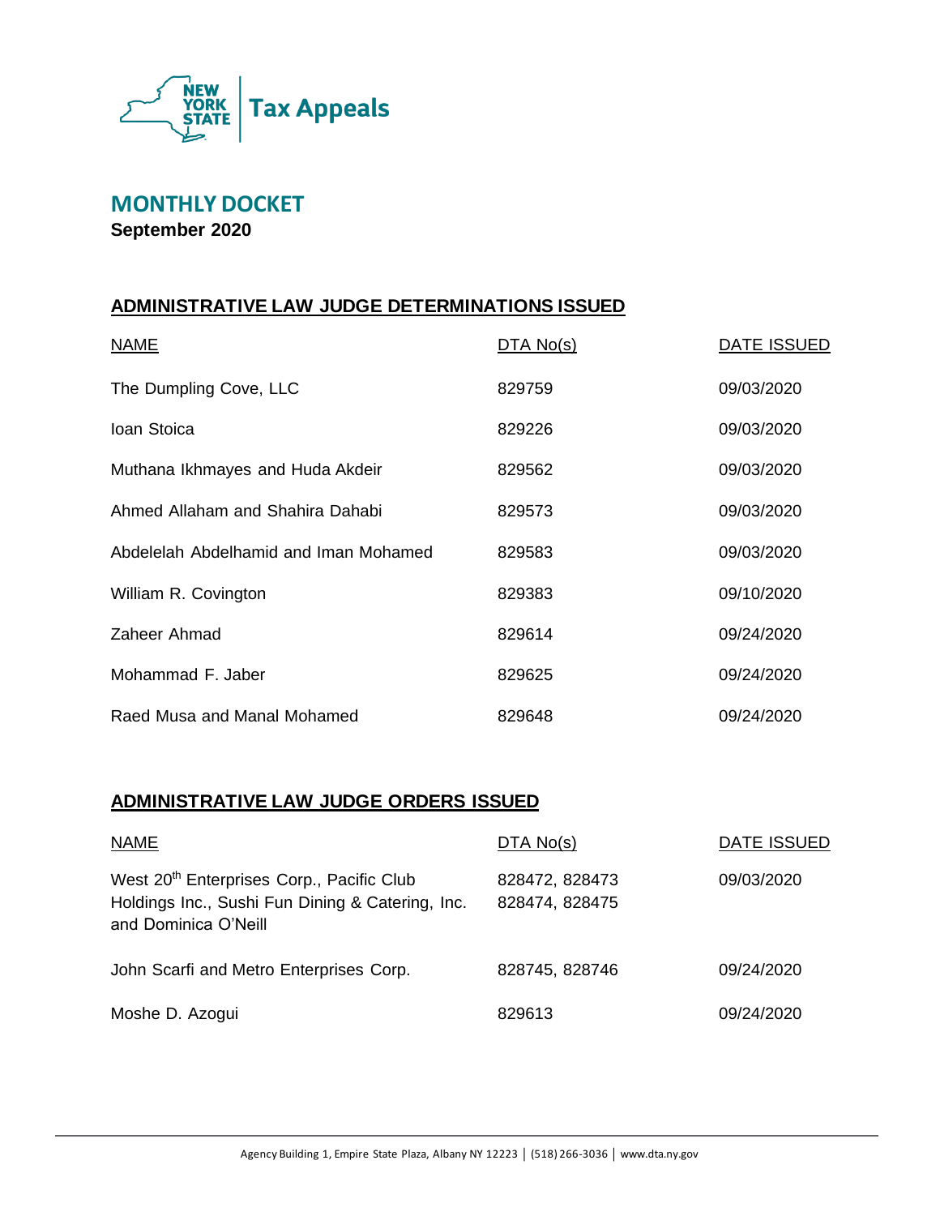Tax Appeals

# MONTHLY DOCKET

**September 2020**

## ADMINISTRATIVE LAW JUDGE DETERMINATIONS ISSUED

| NAME | DTA No(s) | DATE ISSUED |
|---|---|---|
| The Dumpling Cove, LLC | 829759 | 09/03/2020 |
| Ioan Stoica | 829226 | 09/03/2020 |
| Muthana Ikhmayes and Huda Akdeir | 829562 | 09/03/2020 |
| Ahmed Allaham and Shahira Dahabi | 829573 | 09/03/2020 |
| Abdelelah Abdelhamid and Iman Mohamed | 829583 | 09/03/2020 |
| William R. Covington | 829383 | 09/10/2020 |
| Zaheer Ahmad | 829614 | 09/24/2020 |
| Mohammad F. Jaber | 829625 | 09/24/2020 |
| Raed Musa and Manal Mohamed | 829648 | 09/24/2020 |

## ADMINISTRATIVE LAW JUDGE ORDERS ISSUED

| NAME | DTA No(s) | DATE ISSUED |
|---|---|---|
| West 20th Enterprises Corp., Pacific Club Holdings Inc., Sushi Fun Dining & Catering, Inc. and Dominica O'Neill | 828472, 828473 828474, 828475 | 09/03/2020 |
| John Scarfi and Metro Enterprises Corp. | 828745, 828746 | 09/24/2020 |
| Moshe D. Azogui | 829613 | 09/24/2020 |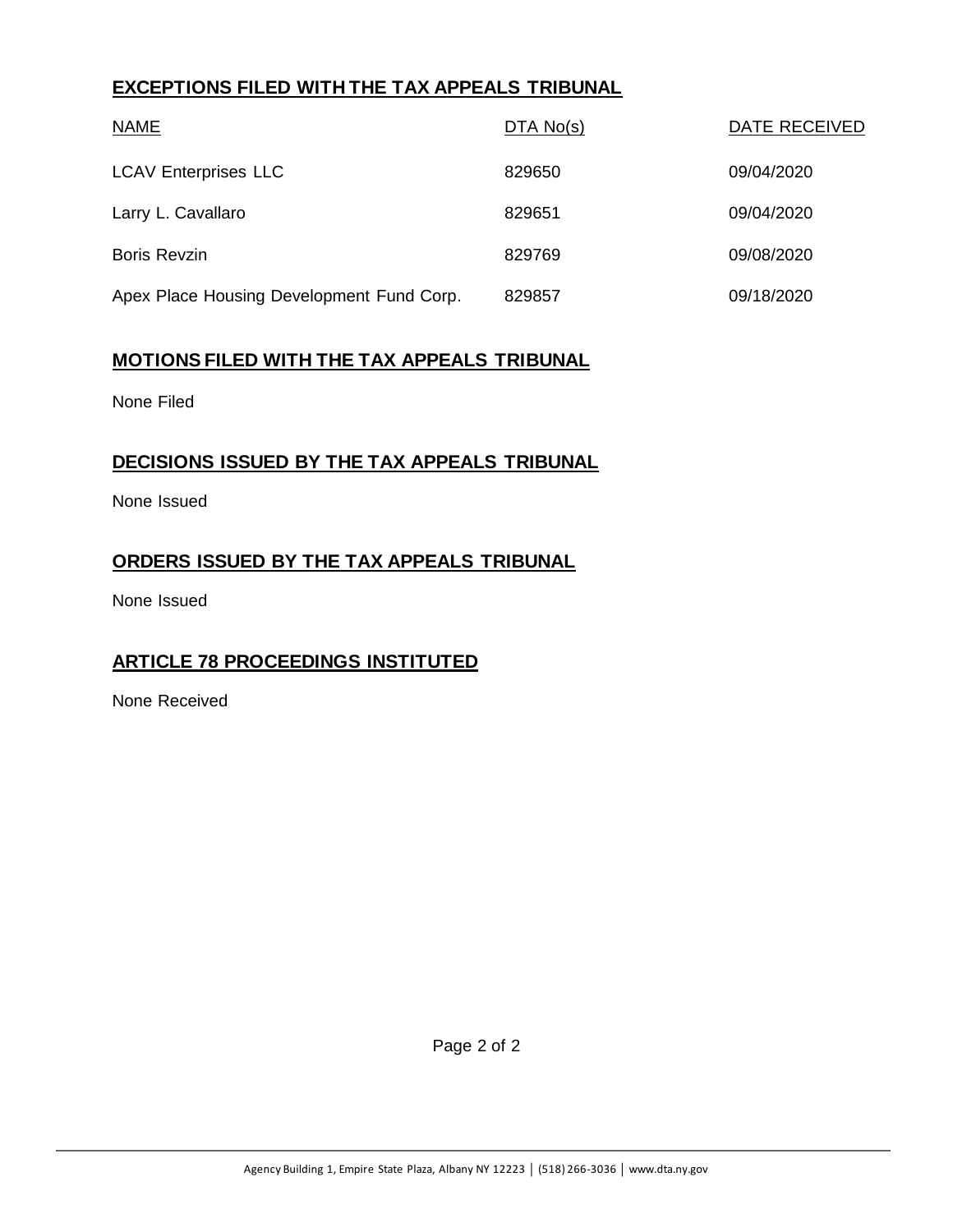## EXCEPTIONS FILED WITH THE TAX APPEALS TRIBUNAL

| NAME | DTA No(s) | DATE RECEIVED |
| --- | --- | --- |
| LCAV Enterprises LLC | 829650 | 09/04/2020 |
| Larry L. Cavallaro | 829651 | 09/04/2020 |
| Boris Revzin | 829769 | 09/08/2020 |
| Apex Place Housing Development Fund Corp. | 829857 | 09/18/2020 |

## MOTIONS FILED WITH THE TAX APPEALS TRIBUNAL

None Filed

## DECISIONS ISSUED BY THE TAX APPEALS TRIBUNAL

None Issued

## ORDERS ISSUED BY THE TAX APPEALS TRIBUNAL

None Issued

## ARTICLE 78 PROCEEDINGS INSTITUTED

None Received